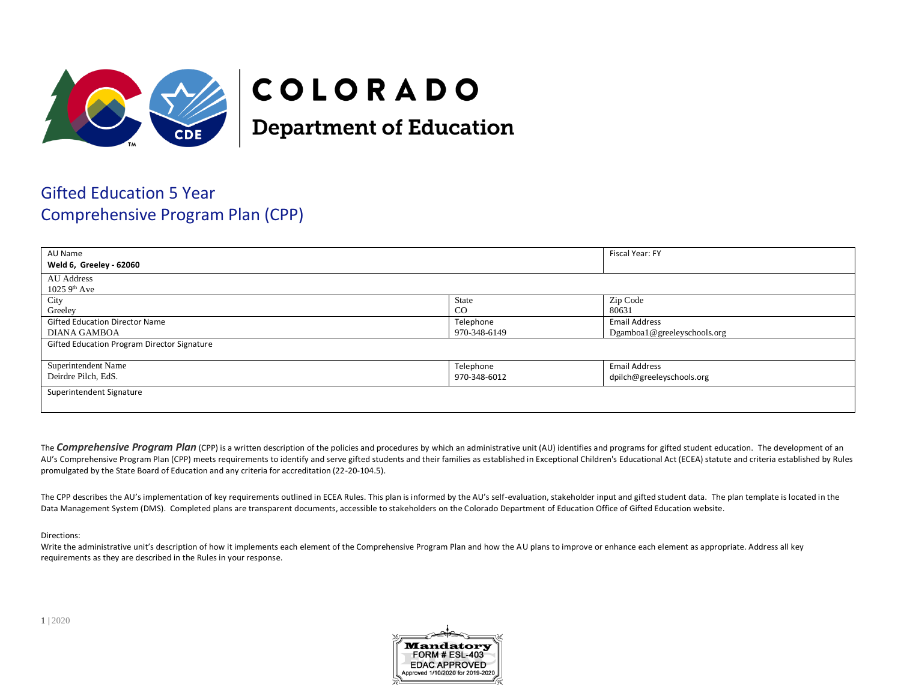# COLORADO Department of Education

## Gifted Education 5 Year Comprehensive Program Plan (CPP)

| AU Name<br>**Weld 6, Greeley - 62060** | | Fiscal Year: FY |
|---|---|---|
| AU Address<br>1025 9th Ave | | |
| City<br>Greeley | State<br>CO | Zip Code<br>80631 |
| Gifted Education Director Name<br>DIANA GAMBOA | Telephone<br>970-348-6149 | Email Address<br>Dgamboa1@greeleyschools.org |
| Gifted Education Program Director Signature | | |
| Superintendent Name<br>Deirdre Pilch, EdS. | Telephone<br>970-348-6012 | Email Address<br>dpilch@greeleyschools.org |
| Superintendent Signature | | |

The ***Comprehensive Program Plan*** (CPP) is a written description of the policies and procedures by which an administrative unit (AU) identifies and programs for gifted student education. The development of an AU's Comprehensive Program Plan (CPP) meets requirements to identify and serve gifted students and their families as established in Exceptional Children's Educational Act (ECEA) statute and criteria established by Rules promulgated by the State Board of Education and any criteria for accreditation (22-20-104.5).

The CPP describes the AU's implementation of key requirements outlined in ECEA Rules. This plan is informed by the AU's self-evaluation, stakeholder input and gifted student data. The plan template is located in the Data Management System (DMS). Completed plans are transparent documents, accessible to stakeholders on the Colorado Department of Education Office of Gifted Education website.

Directions:
Write the administrative unit's description of how it implements each element of the Comprehensive Program Plan and how the AU plans to improve or enhance each element as appropriate. Address all key requirements as they are described in the Rules in your response.

Mandatory
FORM # ESL-403
EDAC APPROVED
Approved 1/10/2020 for 2019-2020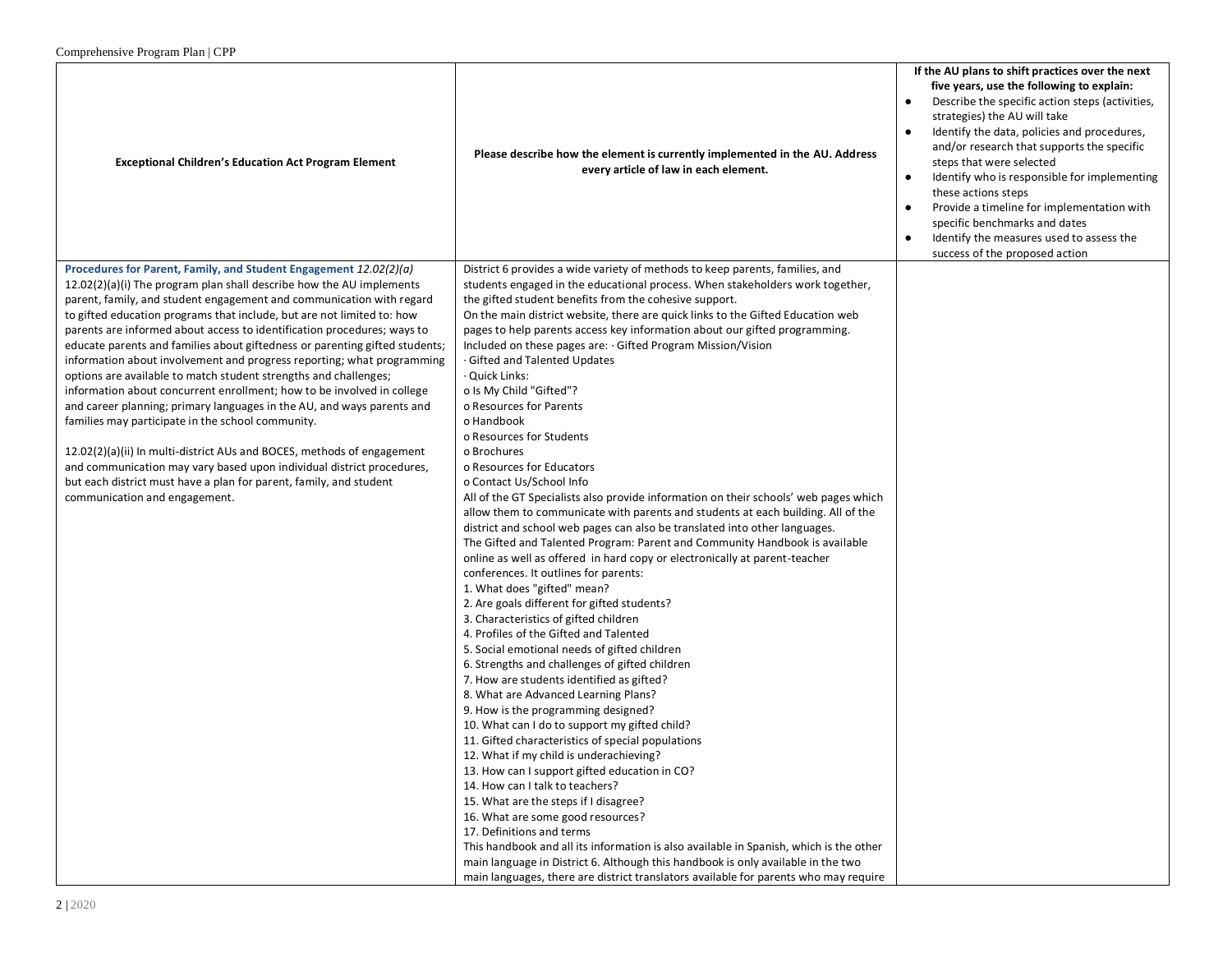| Exceptional Children's Education Act Program Element | Please describe how the element is currently implemented in the AU. Address every article of law in each element. | If the AU plans to shift practices over the next five years, use the following to explain:<br>● Describe the specific action steps (activities, strategies) the AU will take<br>● Identify the data, policies and procedures, and/or research that supports the specific steps that were selected<br>● Identify who is responsible for implementing these actions steps<br>● Provide a timeline for implementation with specific benchmarks and dates<br>● Identify the measures used to assess the success of the proposed action |
|---|---|---|
| **Procedures for Parent, Family, and Student Engagement** *12.02(2)(a)*<br>12.02(2)(a)(i) The program plan shall describe how the AU implements parent, family, and student engagement and communication with regard to gifted education programs that include, but are not limited to: how parents are informed about access to identification procedures; ways to educate parents and families about giftedness or parenting gifted students; information about involvement and progress reporting; what programming options are available to match student strengths and challenges; information about concurrent enrollment; how to be involved in college and career planning; primary languages in the AU, and ways parents and families may participate in the school community.<br><br>12.02(2)(a)(ii) In multi-district AUs and BOCES, methods of engagement and communication may vary based upon individual district procedures, but each district must have a plan for parent, family, and student communication and engagement. | District 6 provides a wide variety of methods to keep parents, families, and students engaged in the educational process. When stakeholders work together, the gifted student benefits from the cohesive support.<br>On the main district website, there are quick links to the Gifted Education web pages to help parents access key information about our gifted programming. Included on these pages are: · Gifted Program Mission/Vision<br>· Gifted and Talented Updates<br>· Quick Links:<br>o Is My Child "Gifted"?<br>o Resources for Parents<br>o Handbook<br>o Resources for Students<br>o Brochures<br>o Resources for Educators<br>o Contact Us/School Info<br>All of the GT Specialists also provide information on their schools' web pages which allow them to communicate with parents and students at each building. All of the district and school web pages can also be translated into other languages.<br>The Gifted and Talented Program: Parent and Community Handbook is available online as well as offered in hard copy or electronically at parent-teacher conferences. It outlines for parents:<br>1. What does "gifted" mean?<br>2. Are goals different for gifted students?<br>3. Characteristics of gifted children<br>4. Profiles of the Gifted and Talented<br>5. Social emotional needs of gifted children<br>6. Strengths and challenges of gifted children<br>7. How are students identified as gifted?<br>8. What are Advanced Learning Plans?<br>9. How is the programming designed?<br>10. What can I do to support my gifted child?<br>11. Gifted characteristics of special populations<br>12. What if my child is underachieving?<br>13. How can I support gifted education in CO?<br>14. How can I talk to teachers?<br>15. What are the steps if I disagree?<br>16. What are some good resources?<br>17. Definitions and terms<br>This handbook and all its information is also available in Spanish, which is the other main language in District 6. Although this handbook is only available in the two main languages, there are district translators available for parents who may require | |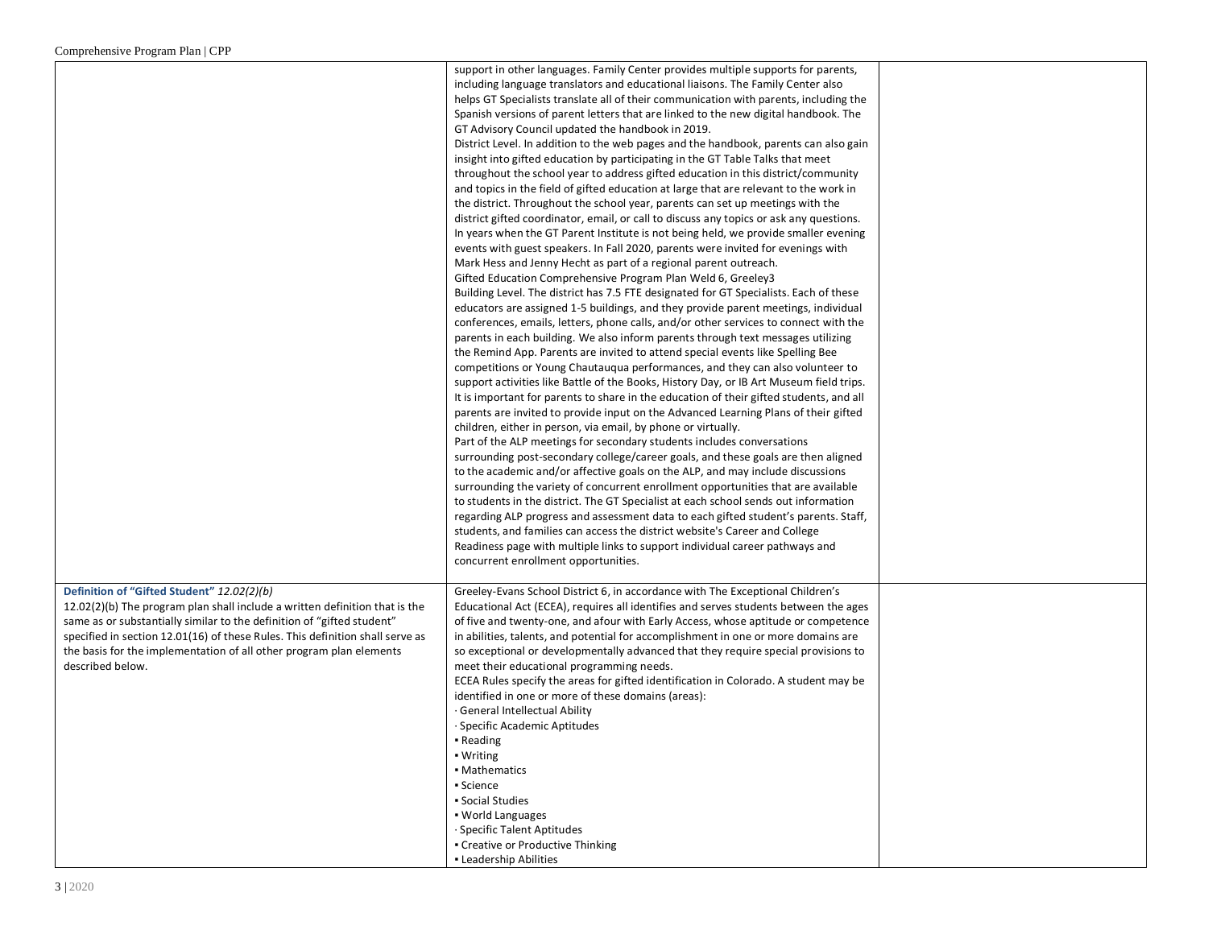| | | |
|---|---|---|
| | support in other languages. Family Center provides multiple supports for parents, including language translators and educational liaisons. The Family Center also helps GT Specialists translate all of their communication with parents, including the Spanish versions of parent letters that are linked to the new digital handbook. The GT Advisory Council updated the handbook in 2019.<br>District Level. In addition to the web pages and the handbook, parents can also gain insight into gifted education by participating in the GT Table Talks that meet throughout the school year to address gifted education in this district/community and topics in the field of gifted education at large that are relevant to the work in the district. Throughout the school year, parents can set up meetings with the district gifted coordinator, email, or call to discuss any topics or ask any questions. In years when the GT Parent Institute is not being held, we provide smaller evening events with guest speakers. In Fall 2020, parents were invited for evenings with Mark Hess and Jenny Hecht as part of a regional parent outreach.<br>Gifted Education Comprehensive Program Plan Weld 6, Greeley3<br>Building Level. The district has 7.5 FTE designated for GT Specialists. Each of these educators are assigned 1-5 buildings, and they provide parent meetings, individual conferences, emails, letters, phone calls, and/or other services to connect with the parents in each building. We also inform parents through text messages utilizing the Remind App. Parents are invited to attend special events like Spelling Bee competitions or Young Chautauqua performances, and they can also volunteer to support activities like Battle of the Books, History Day, or IB Art Museum field trips. It is important for parents to share in the education of their gifted students, and all parents are invited to provide input on the Advanced Learning Plans of their gifted children, either in person, via email, by phone or virtually.<br>Part of the ALP meetings for secondary students includes conversations surrounding post-secondary college/career goals, and these goals are then aligned to the academic and/or affective goals on the ALP, and may include discussions surrounding the variety of concurrent enrollment opportunities that are available to students in the district. The GT Specialist at each school sends out information regarding ALP progress and assessment data to each gifted student's parents. Staff, students, and families can access the district website's Career and College Readiness page with multiple links to support individual career pathways and concurrent enrollment opportunities. | |
| **Definition of "Gifted Student"** *12.02(2)(b)*<br>12.02(2)(b) The program plan shall include a written definition that is the same as or substantially similar to the definition of "gifted student" specified in section 12.01(16) of these Rules. This definition shall serve as the basis for the implementation of all other program plan elements described below. | Greeley-Evans School District 6, in accordance with The Exceptional Children's Educational Act (ECEA), requires all identifies and serves students between the ages of five and twenty-one, and afour with Early Access, whose aptitude or competence in abilities, talents, and potential for accomplishment in one or more domains are so exceptional or developmentally advanced that they require special provisions to meet their educational programming needs.<br>ECEA Rules specify the areas for gifted identification in Colorado. A student may be identified in one or more of these domains (areas):<br>· General Intellectual Ability<br>· Specific Academic Aptitudes<br>▪ Reading<br>▪ Writing<br>▪ Mathematics<br>▪ Science<br>▪ Social Studies<br>▪ World Languages<br>· Specific Talent Aptitudes<br>▪ Creative or Productive Thinking<br>▪ Leadership Abilities | |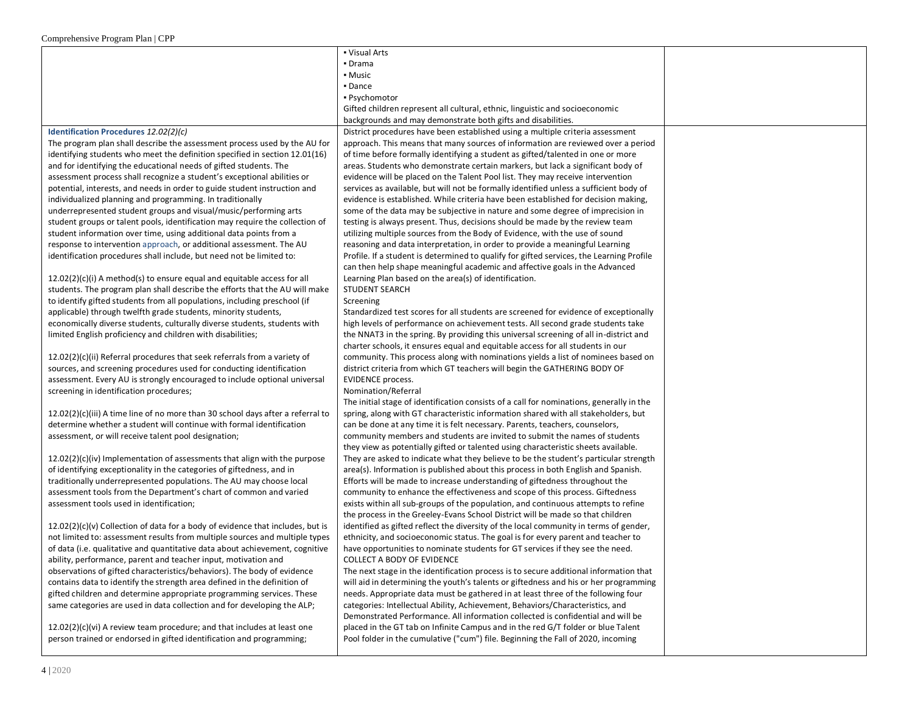| | | |
|---|---|---|
| | ▪ Visual Arts<br>▪ Drama<br>▪ Music<br>▪ Dance<br>▪ Psychomotor<br>Gifted children represent all cultural, ethnic, linguistic and socioeconomic backgrounds and may demonstrate both gifts and disabilities. | |
| **Identification Procedures** *12.02(2)(c)*<br>The program plan shall describe the assessment process used by the AU for identifying students who meet the definition specified in section 12.01(16) and for identifying the educational needs of gifted students. The assessment process shall recognize a student's exceptional abilities or potential, interests, and needs in order to guide student instruction and individualized planning and programming. In traditionally underrepresented student groups and visual/music/performing arts student groups or talent pools, identification may require the collection of student information over time, using additional data points from a response to intervention approach, or additional assessment. The AU identification procedures shall include, but need not be limited to:<br><br>12.02(2)(c)(i) A method(s) to ensure equal and equitable access for all students. The program plan shall describe the efforts that the AU will make to identify gifted students from all populations, including preschool (if applicable) through twelfth grade students, minority students, economically diverse students, culturally diverse students, students with limited English proficiency and children with disabilities;<br><br>12.02(2)(c)(ii) Referral procedures that seek referrals from a variety of sources, and screening procedures used for conducting identification assessment. Every AU is strongly encouraged to include optional universal screening in identification procedures;<br><br>12.02(2)(c)(iii) A time line of no more than 30 school days after a referral to determine whether a student will continue with formal identification assessment, or will receive talent pool designation;<br><br>12.02(2)(c)(iv) Implementation of assessments that align with the purpose of identifying exceptionality in the categories of giftedness, and in traditionally underrepresented populations. The AU may choose local assessment tools from the Department's chart of common and varied assessment tools used in identification;<br><br>12.02(2)(c)(v) Collection of data for a body of evidence that includes, but is not limited to: assessment results from multiple sources and multiple types of data (i.e. qualitative and quantitative data about achievement, cognitive ability, performance, parent and teacher input, motivation and observations of gifted characteristics/behaviors). The body of evidence contains data to identify the strength area defined in the definition of gifted children and determine appropriate programming services. These same categories are used in data collection and for developing the ALP;<br><br>12.02(2)(c)(vi) A review team procedure; and that includes at least one person trained or endorsed in gifted identification and programming; | District procedures have been established using a multiple criteria assessment approach. This means that many sources of information are reviewed over a period of time before formally identifying a student as gifted/talented in one or more areas. Students who demonstrate certain markers, but lack a significant body of evidence will be placed on the Talent Pool list. They may receive intervention services as available, but will not be formally identified unless a sufficient body of evidence is established. While criteria have been established for decision making, some of the data may be subjective in nature and some degree of imprecision in testing is always present. Thus, decisions should be made by the review team utilizing multiple sources from the Body of Evidence, with the use of sound reasoning and data interpretation, in order to provide a meaningful Learning Profile. If a student is determined to qualify for gifted services, the Learning Profile can then help shape meaningful academic and affective goals in the Advanced Learning Plan based on the area(s) of identification.<br>STUDENT SEARCH<br>Screening<br>Standardized test scores for all students are screened for evidence of exceptionally high levels of performance on achievement tests. All second grade students take the NNAT3 in the spring. By providing this universal screening of all in-district and charter schools, it ensures equal and equitable access for all students in our community. This process along with nominations yields a list of nominees based on district criteria from which GT teachers will begin the GATHERING BODY OF EVIDENCE process.<br>Nomination/Referral<br>The initial stage of identification consists of a call for nominations, generally in the spring, along with GT characteristic information shared with all stakeholders, but can be done at any time it is felt necessary. Parents, teachers, counselors, community members and students are invited to submit the names of students they view as potentially gifted or talented using characteristic sheets available. They are asked to indicate what they believe to be the student's particular strength area(s). Information is published about this process in both English and Spanish. Efforts will be made to increase understanding of giftedness throughout the community to enhance the effectiveness and scope of this process. Giftedness exists within all sub-groups of the population, and continuous attempts to refine the process in the Greeley-Evans School District will be made so that children identified as gifted reflect the diversity of the local community in terms of gender, ethnicity, and socioeconomic status. The goal is for every parent and teacher to have opportunities to nominate students for GT services if they see the need.<br>COLLECT A BODY OF EVIDENCE<br>The next stage in the identification process is to secure additional information that will aid in determining the youth's talents or giftedness and his or her programming needs. Appropriate data must be gathered in at least three of the following four categories: Intellectual Ability, Achievement, Behaviors/Characteristics, and Demonstrated Performance. All information collected is confidential and will be placed in the GT tab on Infinite Campus and in the red G/T folder or blue Talent Pool folder in the cumulative ("cum") file. Beginning the Fall of 2020, incoming | |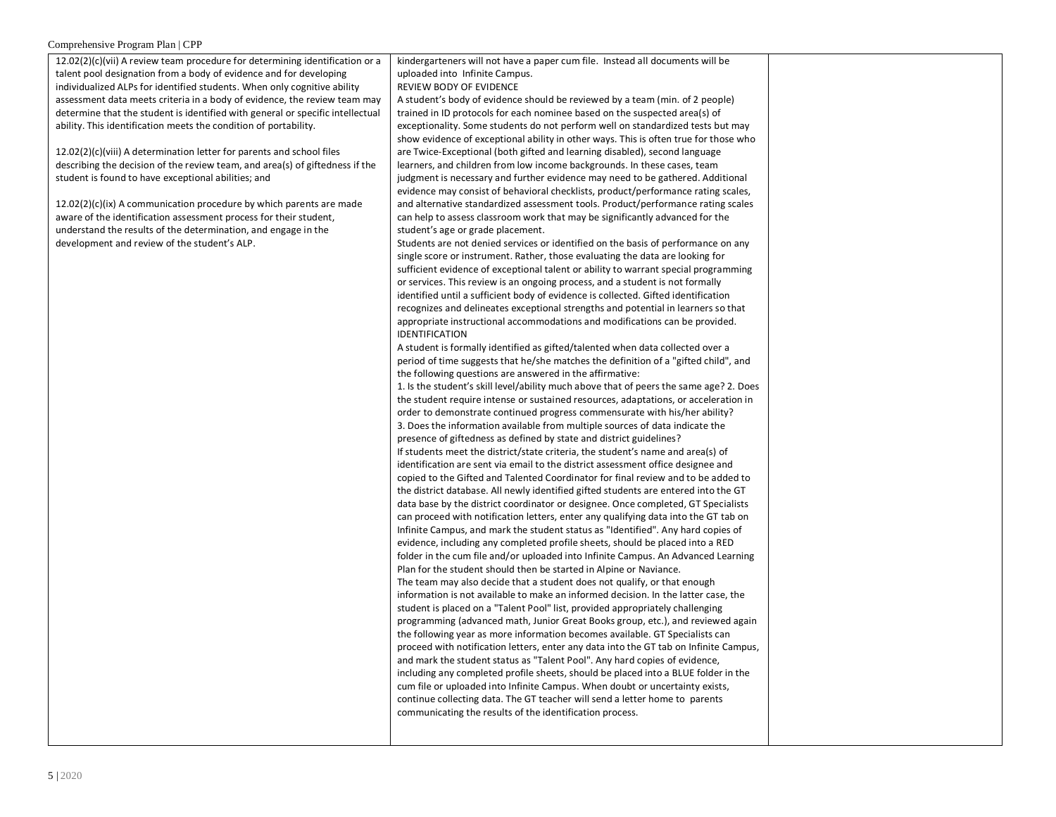| | | |
|---|---|---|
| 12.02(2)(c)(vii) A review team procedure for determining identification or a talent pool designation from a body of evidence and for developing individualized ALPs for identified students. When only cognitive ability assessment data meets criteria in a body of evidence, the review team may determine that the student is identified with general or specific intellectual ability. This identification meets the condition of portability.<br><br>12.02(2)(c)(viii) A determination letter for parents and school files describing the decision of the review team, and area(s) of giftedness if the student is found to have exceptional abilities; and<br><br>12.02(2)(c)(ix) A communication procedure by which parents are made aware of the identification assessment process for their student, understand the results of the determination, and engage in the development and review of the student's ALP. | kindergarteners will not have a paper cum file. Instead all documents will be uploaded into Infinite Campus.<br>REVIEW BODY OF EVIDENCE<br>A student's body of evidence should be reviewed by a team (min. of 2 people) trained in ID protocols for each nominee based on the suspected area(s) of exceptionality. Some students do not perform well on standardized tests but may show evidence of exceptional ability in other ways. This is often true for those who are Twice-Exceptional (both gifted and learning disabled), second language learners, and children from low income backgrounds. In these cases, team judgment is necessary and further evidence may need to be gathered. Additional evidence may consist of behavioral checklists, product/performance rating scales, and alternative standardized assessment tools. Product/performance rating scales can help to assess classroom work that may be significantly advanced for the student's age or grade placement.<br>Students are not denied services or identified on the basis of performance on any single score or instrument. Rather, those evaluating the data are looking for sufficient evidence of exceptional talent or ability to warrant special programming or services. This review is an ongoing process, and a student is not formally identified until a sufficient body of evidence is collected. Gifted identification recognizes and delineates exceptional strengths and potential in learners so that appropriate instructional accommodations and modifications can be provided.<br>IDENTIFICATION<br>A student is formally identified as gifted/talented when data collected over a period of time suggests that he/she matches the definition of a "gifted child", and the following questions are answered in the affirmative:<br>1. Is the student's skill level/ability much above that of peers the same age? 2. Does the student require intense or sustained resources, adaptations, or acceleration in order to demonstrate continued progress commensurate with his/her ability?<br>3. Does the information available from multiple sources of data indicate the presence of giftedness as defined by state and district guidelines?<br>If students meet the district/state criteria, the student's name and area(s) of identification are sent via email to the district assessment office designee and copied to the Gifted and Talented Coordinator for final review and to be added to the district database. All newly identified gifted students are entered into the GT data base by the district coordinator or designee. Once completed, GT Specialists can proceed with notification letters, enter any qualifying data into the GT tab on Infinite Campus, and mark the student status as "Identified". Any hard copies of evidence, including any completed profile sheets, should be placed into a RED folder in the cum file and/or uploaded into Infinite Campus. An Advanced Learning Plan for the student should then be started in Alpine or Naviance.<br>The team may also decide that a student does not qualify, or that enough information is not available to make an informed decision. In the latter case, the student is placed on a "Talent Pool" list, provided appropriately challenging programming (advanced math, Junior Great Books group, etc.), and reviewed again the following year as more information becomes available. GT Specialists can proceed with notification letters, enter any data into the GT tab on Infinite Campus, and mark the student status as "Talent Pool". Any hard copies of evidence, including any completed profile sheets, should be placed into a BLUE folder in the cum file or uploaded into Infinite Campus. When doubt or uncertainty exists, continue collecting data. The GT teacher will send a letter home to parents communicating the results of the identification process. | |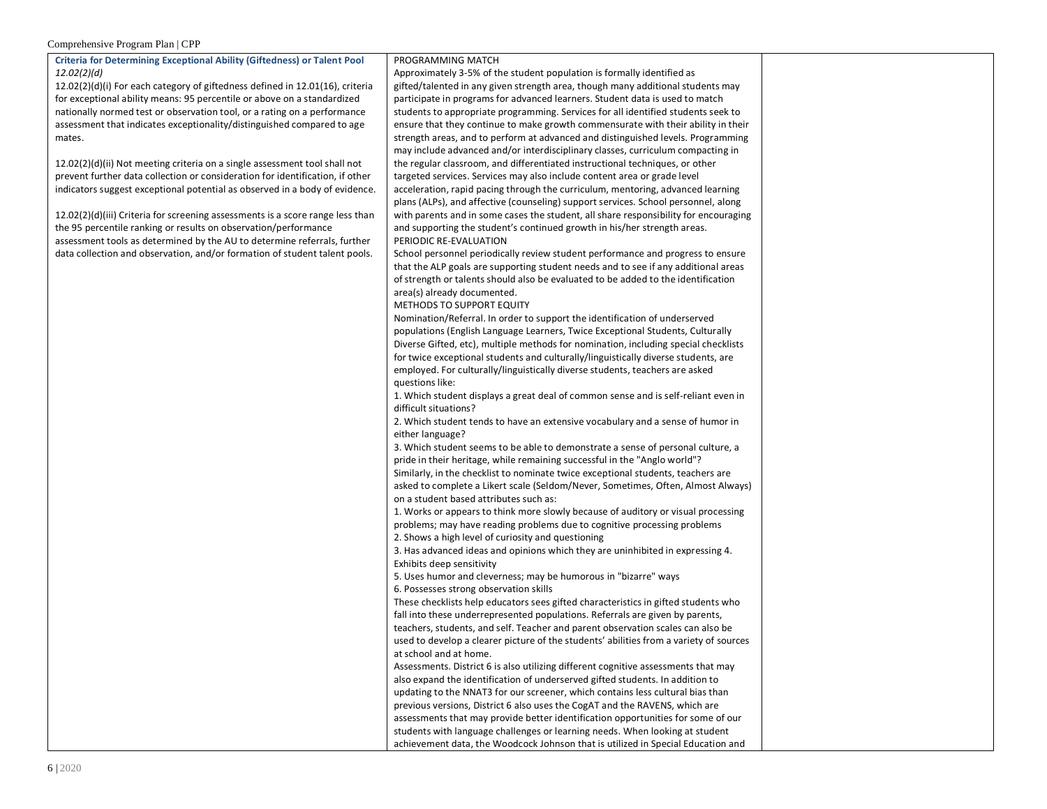| Criteria for Determining Exceptional Ability (Giftedness) or Talent Pool *12.02(2)(d)*<br>12.02(2)(d)(i) For each category of giftedness defined in 12.01(16), criteria for exceptional ability means: 95 percentile or above on a standardized nationally normed test or observation tool, or a rating on a performance assessment that indicates exceptionality/distinguished compared to age mates.<br><br>12.02(2)(d)(ii) Not meeting criteria on a single assessment tool shall not prevent further data collection or consideration for identification, if other indicators suggest exceptional potential as observed in a body of evidence.<br><br>12.02(2)(d)(iii) Criteria for screening assessments is a score range less than the 95 percentile ranking or results on observation/performance assessment tools as determined by the AU to determine referrals, further data collection and observation, and/or formation of student talent pools. | PROGRAMMING MATCH<br>Approximately 3-5% of the student population is formally identified as gifted/talented in any given strength area, though many additional students may participate in programs for advanced learners. Student data is used to match students to appropriate programming. Services for all identified students seek to ensure that they continue to make growth commensurate with their ability in their strength areas, and to perform at advanced and distinguished levels. Programming may include advanced and/or interdisciplinary classes, curriculum compacting in the regular classroom, and differentiated instructional techniques, or other targeted services. Services may also include content area or grade level acceleration, rapid pacing through the curriculum, mentoring, advanced learning plans (ALPs), and affective (counseling) support services. School personnel, along with parents and in some cases the student, all share responsibility for encouraging and supporting the student's continued growth in his/her strength areas.<br>PERIODIC RE-EVALUATION<br>School personnel periodically review student performance and progress to ensure that the ALP goals are supporting student needs and to see if any additional areas of strength or talents should also be evaluated to be added to the identification area(s) already documented.<br>METHODS TO SUPPORT EQUITY<br>Nomination/Referral. In order to support the identification of underserved populations (English Language Learners, Twice Exceptional Students, Culturally Diverse Gifted, etc), multiple methods for nomination, including special checklists for twice exceptional students and culturally/linguistically diverse students, are employed. For culturally/linguistically diverse students, teachers are asked questions like:<br>1. Which student displays a great deal of common sense and is self-reliant even in difficult situations?<br>2. Which student tends to have an extensive vocabulary and a sense of humor in either language?<br>3. Which student seems to be able to demonstrate a sense of personal culture, a pride in their heritage, while remaining successful in the "Anglo world"?<br>Similarly, in the checklist to nominate twice exceptional students, teachers are asked to complete a Likert scale (Seldom/Never, Sometimes, Often, Almost Always) on a student based attributes such as:<br>1. Works or appears to think more slowly because of auditory or visual processing problems; may have reading problems due to cognitive processing problems<br>2. Shows a high level of curiosity and questioning<br>3. Has advanced ideas and opinions which they are uninhibited in expressing 4. Exhibits deep sensitivity<br>5. Uses humor and cleverness; may be humorous in "bizarre" ways<br>6. Possesses strong observation skills<br>These checklists help educators sees gifted characteristics in gifted students who fall into these underrepresented populations. Referrals are given by parents, teachers, students, and self. Teacher and parent observation scales can also be used to develop a clearer picture of the students' abilities from a variety of sources at school and at home.<br>Assessments. District 6 is also utilizing different cognitive assessments that may also expand the identification of underserved gifted students. In addition to updating to the NNAT3 for our screener, which contains less cultural bias than previous versions, District 6 also uses the CogAT and the RAVENS, which are assessments that may provide better identification opportunities for some of our students with language challenges or learning needs. When looking at student achievement data, the Woodcock Johnson that is utilized in Special Education and | |
|---|---|---|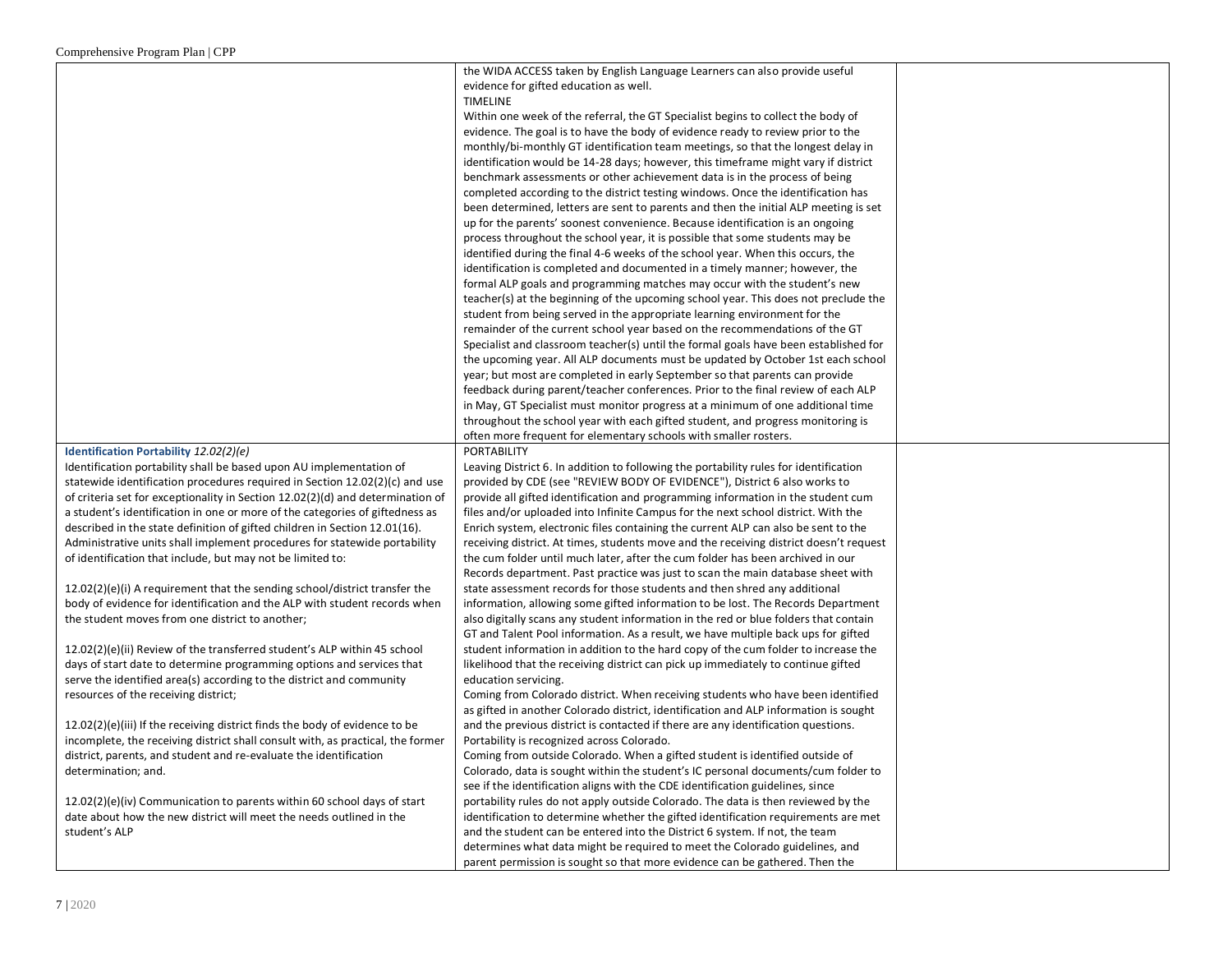| | | |
|---|---|---|
| | the WIDA ACCESS taken by English Language Learners can also provide useful evidence for gifted education as well.<br>TIMELINE<br>Within one week of the referral, the GT Specialist begins to collect the body of evidence. The goal is to have the body of evidence ready to review prior to the monthly/bi-monthly GT identification team meetings, so that the longest delay in identification would be 14-28 days; however, this timeframe might vary if district benchmark assessments or other achievement data is in the process of being completed according to the district testing windows. Once the identification has been determined, letters are sent to parents and then the initial ALP meeting is set up for the parents' soonest convenience. Because identification is an ongoing process throughout the school year, it is possible that some students may be identified during the final 4-6 weeks of the school year. When this occurs, the identification is completed and documented in a timely manner; however, the formal ALP goals and programming matches may occur with the student's new teacher(s) at the beginning of the upcoming school year. This does not preclude the student from being served in the appropriate learning environment for the remainder of the current school year based on the recommendations of the GT Specialist and classroom teacher(s) until the formal goals have been established for the upcoming year. All ALP documents must be updated by October 1st each school year; but most are completed in early September so that parents can provide feedback during parent/teacher conferences. Prior to the final review of each ALP in May, GT Specialist must monitor progress at a minimum of one additional time throughout the school year with each gifted student, and progress monitoring is often more frequent for elementary schools with smaller rosters. | |
| **Identification Portability** *12.02(2)(e)*<br>Identification portability shall be based upon AU implementation of statewide identification procedures required in Section 12.02(2)(c) and use of criteria set for exceptionality in Section 12.02(2)(d) and determination of a student's identification in one or more of the categories of giftedness as described in the state definition of gifted children in Section 12.01(16). Administrative units shall implement procedures for statewide portability of identification that include, but may not be limited to:<br><br>12.02(2)(e)(i) A requirement that the sending school/district transfer the body of evidence for identification and the ALP with student records when the student moves from one district to another;<br><br>12.02(2)(e)(ii) Review of the transferred student's ALP within 45 school days of start date to determine programming options and services that serve the identified area(s) according to the district and community resources of the receiving district;<br><br>12.02(2)(e)(iii) If the receiving district finds the body of evidence to be incomplete, the receiving district shall consult with, as practical, the former district, parents, and student and re-evaluate the identification determination; and.<br><br>12.02(2)(e)(iv) Communication to parents within 60 school days of start date about how the new district will meet the needs outlined in the student's ALP | PORTABILITY<br>Leaving District 6. In addition to following the portability rules for identification provided by CDE (see "REVIEW BODY OF EVIDENCE"), District 6 also works to provide all gifted identification and programming information in the student cum files and/or uploaded into Infinite Campus for the next school district. With the Enrich system, electronic files containing the current ALP can also be sent to the receiving district. At times, students move and the receiving district doesn't request the cum folder until much later, after the cum folder has been archived in our Records department. Past practice was just to scan the main database sheet with state assessment records for those students and then shred any additional information, allowing some gifted information to be lost. The Records Department also digitally scans any student information in the red or blue folders that contain GT and Talent Pool information. As a result, we have multiple back ups for gifted student information in addition to the hard copy of the cum folder to increase the likelihood that the receiving district can pick up immediately to continue gifted education servicing.<br>Coming from Colorado district. When receiving students who have been identified as gifted in another Colorado district, identification and ALP information is sought and the previous district is contacted if there are any identification questions. Portability is recognized across Colorado.<br>Coming from outside Colorado. When a gifted student is identified outside of Colorado, data is sought within the student's IC personal documents/cum folder to see if the identification aligns with the CDE identification guidelines, since portability rules do not apply outside Colorado. The data is then reviewed by the identification to determine whether the gifted identification requirements are met and the student can be entered into the District 6 system. If not, the team determines what data might be required to meet the Colorado guidelines, and parent permission is sought so that more evidence can be gathered. Then the | |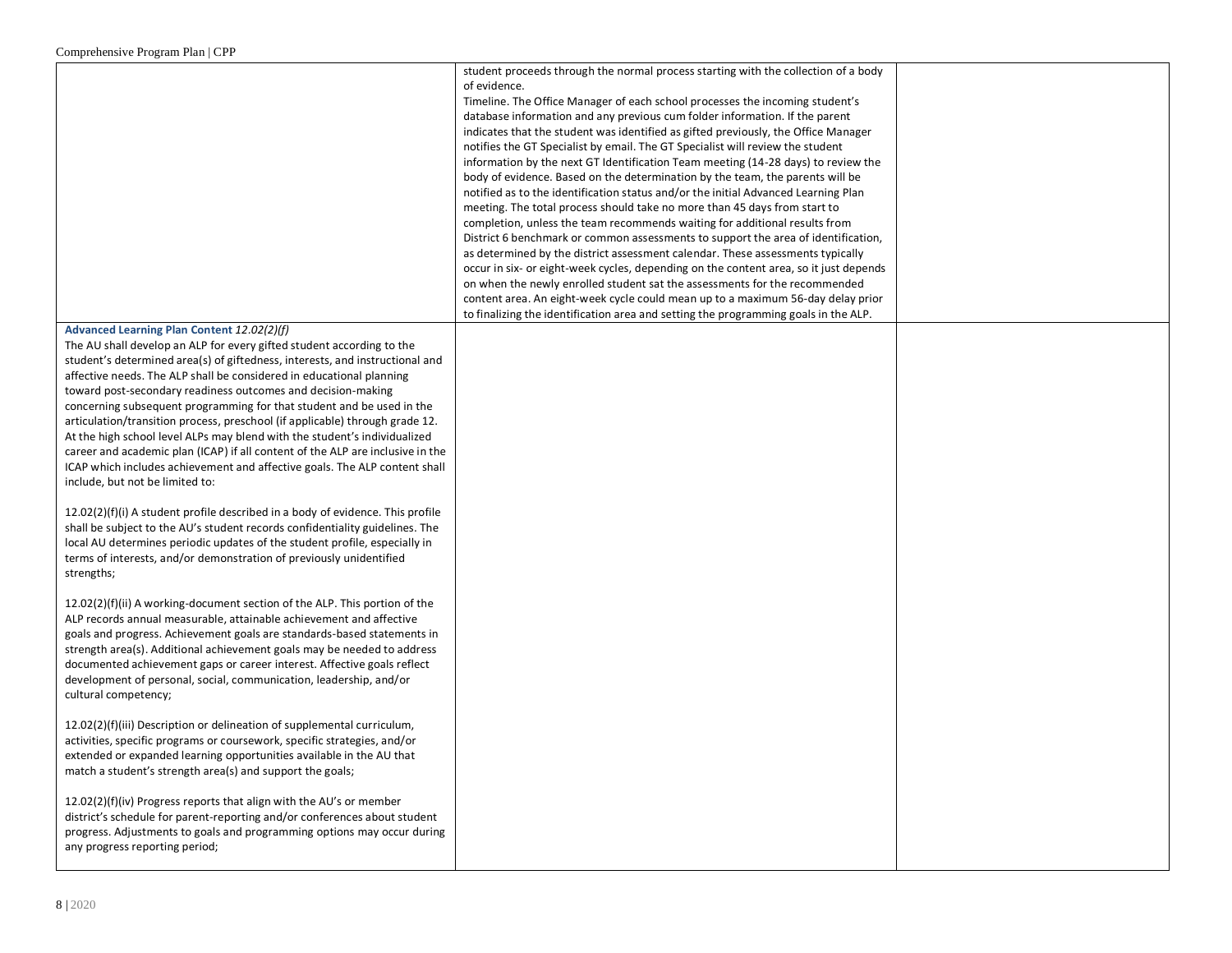| | | |
|---|---|---|
| | student proceeds through the normal process starting with the collection of a body of evidence.<br>Timeline. The Office Manager of each school processes the incoming student's database information and any previous cum folder information. If the parent indicates that the student was identified as gifted previously, the Office Manager notifies the GT Specialist by email. The GT Specialist will review the student information by the next GT Identification Team meeting (14-28 days) to review the body of evidence. Based on the determination by the team, the parents will be notified as to the identification status and/or the initial Advanced Learning Plan meeting. The total process should take no more than 45 days from start to completion, unless the team recommends waiting for additional results from District 6 benchmark or common assessments to support the area of identification, as determined by the district assessment calendar. These assessments typically occur in six- or eight-week cycles, depending on the content area, so it just depends on when the newly enrolled student sat the assessments for the recommended content area. An eight-week cycle could mean up to a maximum 56-day delay prior to finalizing the identification area and setting the programming goals in the ALP. | |
| **Advanced Learning Plan Content** *12.02(2)(f)*<br>The AU shall develop an ALP for every gifted student according to the student's determined area(s) of giftedness, interests, and instructional and affective needs. The ALP shall be considered in educational planning toward post-secondary readiness outcomes and decision-making concerning subsequent programming for that student and be used in the articulation/transition process, preschool (if applicable) through grade 12. At the high school level ALPs may blend with the student's individualized career and academic plan (ICAP) if all content of the ALP are inclusive in the ICAP which includes achievement and affective goals. The ALP content shall include, but not be limited to:<br><br>12.02(2)(f)(i) A student profile described in a body of evidence. This profile shall be subject to the AU's student records confidentiality guidelines. The local AU determines periodic updates of the student profile, especially in terms of interests, and/or demonstration of previously unidentified strengths;<br><br>12.02(2)(f)(ii) A working-document section of the ALP. This portion of the ALP records annual measurable, attainable achievement and affective goals and progress. Achievement goals are standards-based statements in strength area(s). Additional achievement goals may be needed to address documented achievement gaps or career interest. Affective goals reflect development of personal, social, communication, leadership, and/or cultural competency;<br><br>12.02(2)(f)(iii) Description or delineation of supplemental curriculum, activities, specific programs or coursework, specific strategies, and/or extended or expanded learning opportunities available in the AU that match a student's strength area(s) and support the goals;<br><br>12.02(2)(f)(iv) Progress reports that align with the AU's or member district's schedule for parent-reporting and/or conferences about student progress. Adjustments to goals and programming options may occur during any progress reporting period; | | |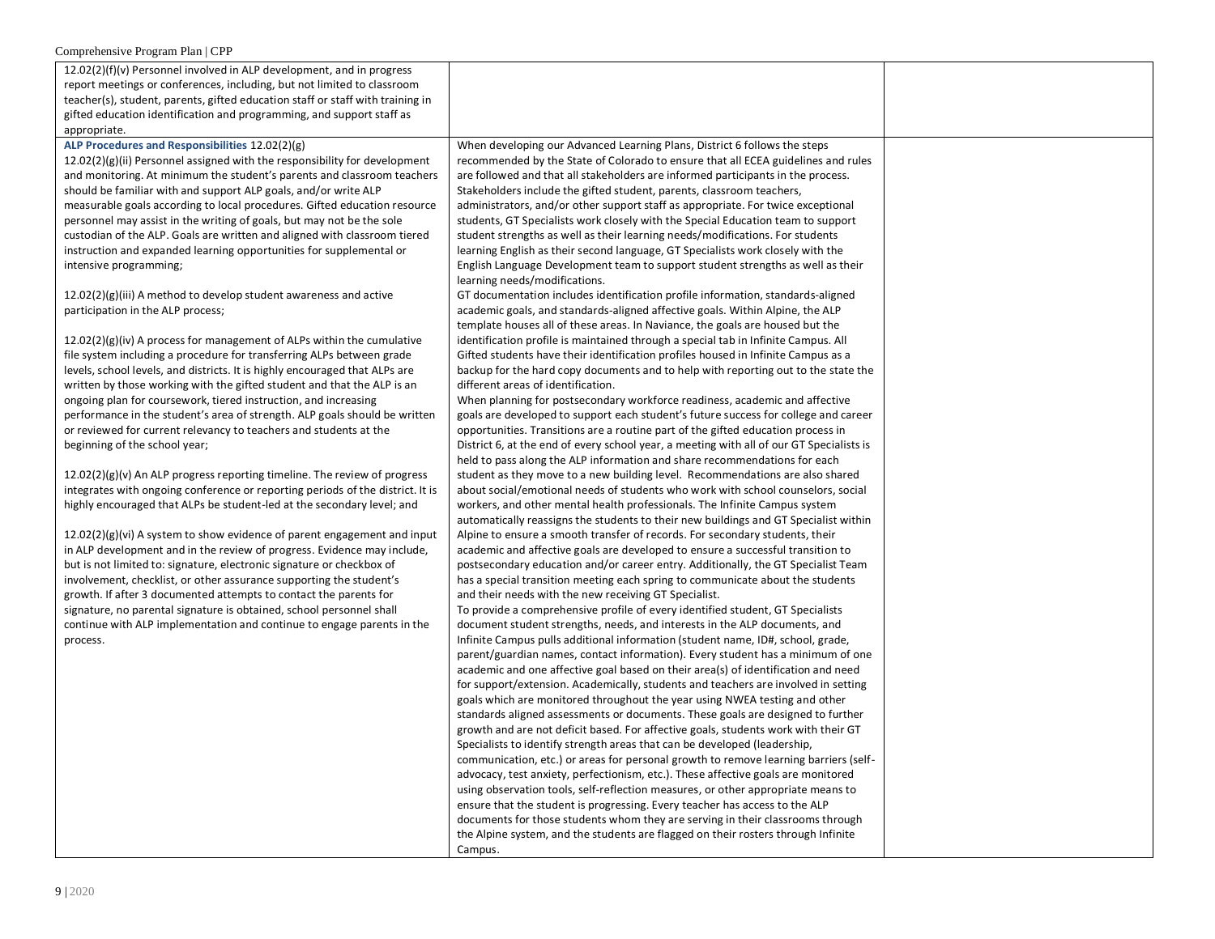| | | |
|---|---|---|
| 12.02(2)(f)(v) Personnel involved in ALP development, and in progress report meetings or conferences, including, but not limited to classroom teacher(s), student, parents, gifted education staff or staff with training in gifted education identification and programming, and support staff as appropriate. | | |
| **ALP Procedures and Responsibilities** 12.02(2)(g)<br>12.02(2)(g)(ii) Personnel assigned with the responsibility for development and monitoring. At minimum the student's parents and classroom teachers should be familiar with and support ALP goals, and/or write ALP measurable goals according to local procedures. Gifted education resource personnel may assist in the writing of goals, but may not be the sole custodian of the ALP. Goals are written and aligned with classroom tiered instruction and expanded learning opportunities for supplemental or intensive programming;<br><br>12.02(2)(g)(iii) A method to develop student awareness and active participation in the ALP process;<br><br>12.02(2)(g)(iv) A process for management of ALPs within the cumulative file system including a procedure for transferring ALPs between grade levels, school levels, and districts. It is highly encouraged that ALPs are written by those working with the gifted student and that the ALP is an ongoing plan for coursework, tiered instruction, and increasing performance in the student's area of strength. ALP goals should be written or reviewed for current relevancy to teachers and students at the beginning of the school year;<br><br>12.02(2)(g)(v) An ALP progress reporting timeline. The review of progress integrates with ongoing conference or reporting periods of the district. It is highly encouraged that ALPs be student-led at the secondary level; and<br><br>12.02(2)(g)(vi) A system to show evidence of parent engagement and input in ALP development and in the review of progress. Evidence may include, but is not limited to: signature, electronic signature or checkbox of involvement, checklist, or other assurance supporting the student's growth. If after 3 documented attempts to contact the parents for signature, no parental signature is obtained, school personnel shall continue with ALP implementation and continue to engage parents in the process. | When developing our Advanced Learning Plans, District 6 follows the steps recommended by the State of Colorado to ensure that all ECEA guidelines and rules are followed and that all stakeholders are informed participants in the process. Stakeholders include the gifted student, parents, classroom teachers, administrators, and/or other support staff as appropriate. For twice exceptional students, GT Specialists work closely with the Special Education team to support student strengths as well as their learning needs/modifications. For students learning English as their second language, GT Specialists work closely with the English Language Development team to support student strengths as well as their learning needs/modifications.<br>GT documentation includes identification profile information, standards-aligned academic goals, and standards-aligned affective goals. Within Alpine, the ALP template houses all of these areas. In Naviance, the goals are housed but the identification profile is maintained through a special tab in Infinite Campus. All Gifted students have their identification profiles housed in Infinite Campus as a backup for the hard copy documents and to help with reporting out to the state the different areas of identification.<br>When planning for postsecondary workforce readiness, academic and affective goals are developed to support each student's future success for college and career opportunities. Transitions are a routine part of the gifted education process in District 6, at the end of every school year, a meeting with all of our GT Specialists is held to pass along the ALP information and share recommendations for each student as they move to a new building level. Recommendations are also shared about social/emotional needs of students who work with school counselors, social workers, and other mental health professionals. The Infinite Campus system automatically reassigns the students to their new buildings and GT Specialist within Alpine to ensure a smooth transfer of records. For secondary students, their academic and affective goals are developed to ensure a successful transition to postsecondary education and/or career entry. Additionally, the GT Specialist Team has a special transition meeting each spring to communicate about the students and their needs with the new receiving GT Specialist.<br>To provide a comprehensive profile of every identified student, GT Specialists document student strengths, needs, and interests in the ALP documents, and Infinite Campus pulls additional information (student name, ID#, school, grade, parent/guardian names, contact information). Every student has a minimum of one academic and one affective goal based on their area(s) of identification and need for support/extension. Academically, students and teachers are involved in setting goals which are monitored throughout the year using NWEA testing and other standards aligned assessments or documents. These goals are designed to further growth and are not deficit based. For affective goals, students work with their GT Specialists to identify strength areas that can be developed (leadership, communication, etc.) or areas for personal growth to remove learning barriers (self-advocacy, test anxiety, perfectionism, etc.). These affective goals are monitored using observation tools, self-reflection measures, or other appropriate means to ensure that the student is progressing. Every teacher has access to the ALP documents for those students whom they are serving in their classrooms through the Alpine system, and the students are flagged on their rosters through Infinite Campus. | |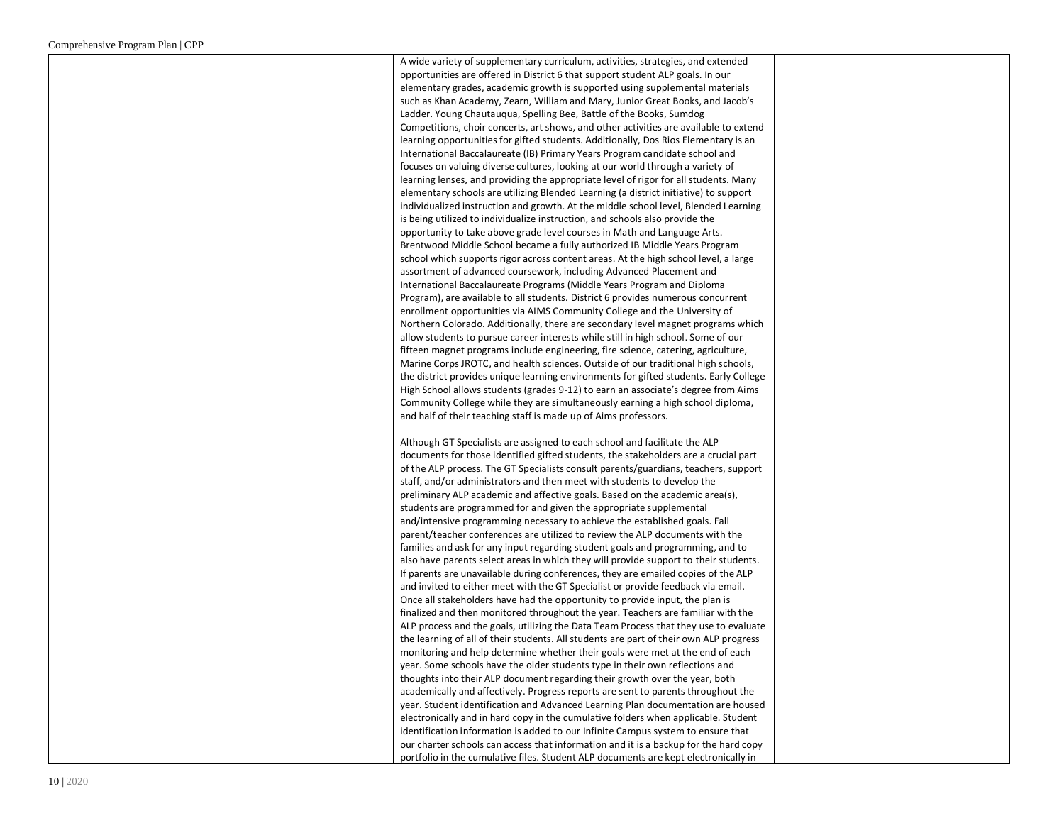| | | |
|---|---|---|
| | A wide variety of supplementary curriculum, activities, strategies, and extended opportunities are offered in District 6 that support student ALP goals. In our elementary grades, academic growth is supported using supplemental materials such as Khan Academy, Zearn, William and Mary, Junior Great Books, and Jacob's Ladder. Young Chautauqua, Spelling Bee, Battle of the Books, Sumdog Competitions, choir concerts, art shows, and other activities are available to extend learning opportunities for gifted students. Additionally, Dos Rios Elementary is an International Baccalaureate (IB) Primary Years Program candidate school and focuses on valuing diverse cultures, looking at our world through a variety of learning lenses, and providing the appropriate level of rigor for all students. Many elementary schools are utilizing Blended Learning (a district initiative) to support individualized instruction and growth. At the middle school level, Blended Learning is being utilized to individualize instruction, and schools also provide the opportunity to take above grade level courses in Math and Language Arts. Brentwood Middle School became a fully authorized IB Middle Years Program school which supports rigor across content areas. At the high school level, a large assortment of advanced coursework, including Advanced Placement and International Baccalaureate Programs (Middle Years Program and Diploma Program), are available to all students. District 6 provides numerous concurrent enrollment opportunities via AIMS Community College and the University of Northern Colorado. Additionally, there are secondary level magnet programs which allow students to pursue career interests while still in high school. Some of our fifteen magnet programs include engineering, fire science, catering, agriculture, Marine Corps JROTC, and health sciences. Outside of our traditional high schools, the district provides unique learning environments for gifted students. Early College High School allows students (grades 9-12) to earn an associate's degree from Aims Community College while they are simultaneously earning a high school diploma, and half of their teaching staff is made up of Aims professors.<br><br>Although GT Specialists are assigned to each school and facilitate the ALP documents for those identified gifted students, the stakeholders are a crucial part of the ALP process. The GT Specialists consult parents/guardians, teachers, support staff, and/or administrators and then meet with students to develop the preliminary ALP academic and affective goals. Based on the academic area(s), students are programmed for and given the appropriate supplemental and/intensive programming necessary to achieve the established goals. Fall parent/teacher conferences are utilized to review the ALP documents with the families and ask for any input regarding student goals and programming, and to also have parents select areas in which they will provide support to their students. If parents are unavailable during conferences, they are emailed copies of the ALP and invited to either meet with the GT Specialist or provide feedback via email. Once all stakeholders have had the opportunity to provide input, the plan is finalized and then monitored throughout the year. Teachers are familiar with the ALP process and the goals, utilizing the Data Team Process that they use to evaluate the learning of all of their students. All students are part of their own ALP progress monitoring and help determine whether their goals were met at the end of each year. Some schools have the older students type in their own reflections and thoughts into their ALP document regarding their growth over the year, both academically and affectively. Progress reports are sent to parents throughout the year. Student identification and Advanced Learning Plan documentation are housed electronically and in hard copy in the cumulative folders when applicable. Student identification information is added to our Infinite Campus system to ensure that our charter schools can access that information and it is a backup for the hard copy portfolio in the cumulative files. Student ALP documents are kept electronically in | |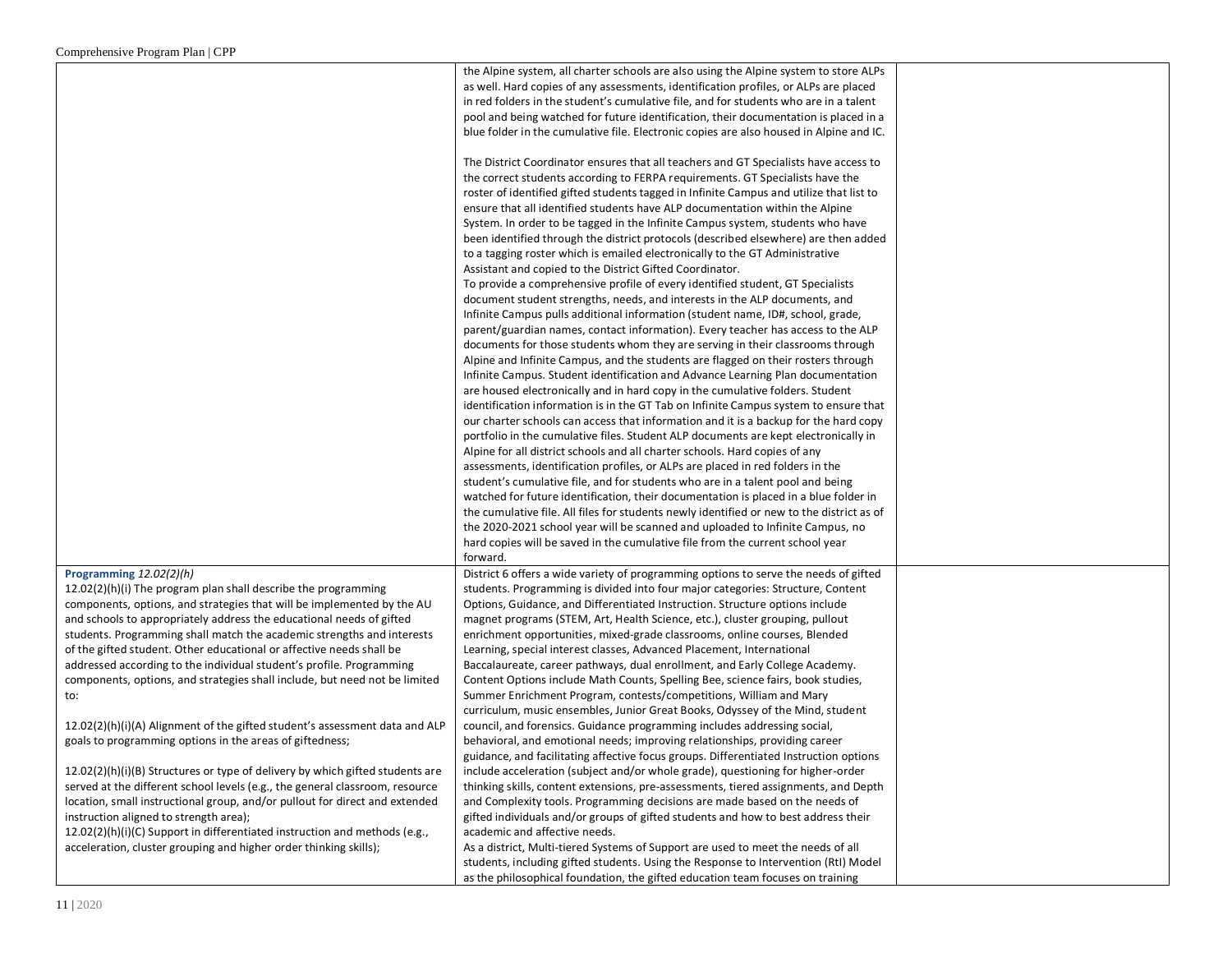| | | |
|---|---|---|
| | the Alpine system, all charter schools are also using the Alpine system to store ALPs as well. Hard copies of any assessments, identification profiles, or ALPs are placed in red folders in the student's cumulative file, and for students who are in a talent pool and being watched for future identification, their documentation is placed in a blue folder in the cumulative file. Electronic copies are also housed in Alpine and IC.<br><br>The District Coordinator ensures that all teachers and GT Specialists have access to the correct students according to FERPA requirements. GT Specialists have the roster of identified gifted students tagged in Infinite Campus and utilize that list to ensure that all identified students have ALP documentation within the Alpine System. In order to be tagged in the Infinite Campus system, students who have been identified through the district protocols (described elsewhere) are then added to a tagging roster which is emailed electronically to the GT Administrative Assistant and copied to the District Gifted Coordinator.<br>To provide a comprehensive profile of every identified student, GT Specialists document student strengths, needs, and interests in the ALP documents, and Infinite Campus pulls additional information (student name, ID#, school, grade, parent/guardian names, contact information). Every teacher has access to the ALP documents for those students whom they are serving in their classrooms through Alpine and Infinite Campus, and the students are flagged on their rosters through Infinite Campus. Student identification and Advance Learning Plan documentation are housed electronically and in hard copy in the cumulative folders. Student identification information is in the GT Tab on Infinite Campus system to ensure that our charter schools can access that information and it is a backup for the hard copy portfolio in the cumulative files. Student ALP documents are kept electronically in Alpine for all district schools and all charter schools. Hard copies of any assessments, identification profiles, or ALPs are placed in red folders in the student's cumulative file, and for students who are in a talent pool and being watched for future identification, their documentation is placed in a blue folder in the cumulative file. All files for students newly identified or new to the district as of the 2020-2021 school year will be scanned and uploaded to Infinite Campus, no hard copies will be saved in the cumulative file from the current school year forward. | |
| **Programming** *12.02(2)(h)*<br>12.02(2)(h)(i) The program plan shall describe the programming components, options, and strategies that will be implemented by the AU and schools to appropriately address the educational needs of gifted students. Programming shall match the academic strengths and interests of the gifted student. Other educational or affective needs shall be addressed according to the individual student's profile. Programming components, options, and strategies shall include, but need not be limited to:<br><br>12.02(2)(h)(i)(A) Alignment of the gifted student's assessment data and ALP goals to programming options in the areas of giftedness;<br><br>12.02(2)(h)(i)(B) Structures or type of delivery by which gifted students are served at the different school levels (e.g., the general classroom, resource location, small instructional group, and/or pullout for direct and extended instruction aligned to strength area);<br>12.02(2)(h)(i)(C) Support in differentiated instruction and methods (e.g., acceleration, cluster grouping and higher order thinking skills); | District 6 offers a wide variety of programming options to serve the needs of gifted students. Programming is divided into four major categories: Structure, Content Options, Guidance, and Differentiated Instruction. Structure options include magnet programs (STEM, Art, Health Science, etc.), cluster grouping, pullout enrichment opportunities, mixed-grade classrooms, online courses, Blended Learning, special interest classes, Advanced Placement, International Baccalaureate, career pathways, dual enrollment, and Early College Academy. Content Options include Math Counts, Spelling Bee, science fairs, book studies, Summer Enrichment Program, contests/competitions, William and Mary curriculum, music ensembles, Junior Great Books, Odyssey of the Mind, student council, and forensics. Guidance programming includes addressing social, behavioral, and emotional needs; improving relationships, providing career guidance, and facilitating affective focus groups. Differentiated Instruction options include acceleration (subject and/or whole grade), questioning for higher-order thinking skills, content extensions, pre-assessments, tiered assignments, and Depth and Complexity tools. Programming decisions are made based on the needs of gifted individuals and/or groups of gifted students and how to best address their academic and affective needs.<br>As a district, Multi-tiered Systems of Support are used to meet the needs of all students, including gifted students. Using the Response to Intervention (RtI) Model as the philosophical foundation, the gifted education team focuses on training | |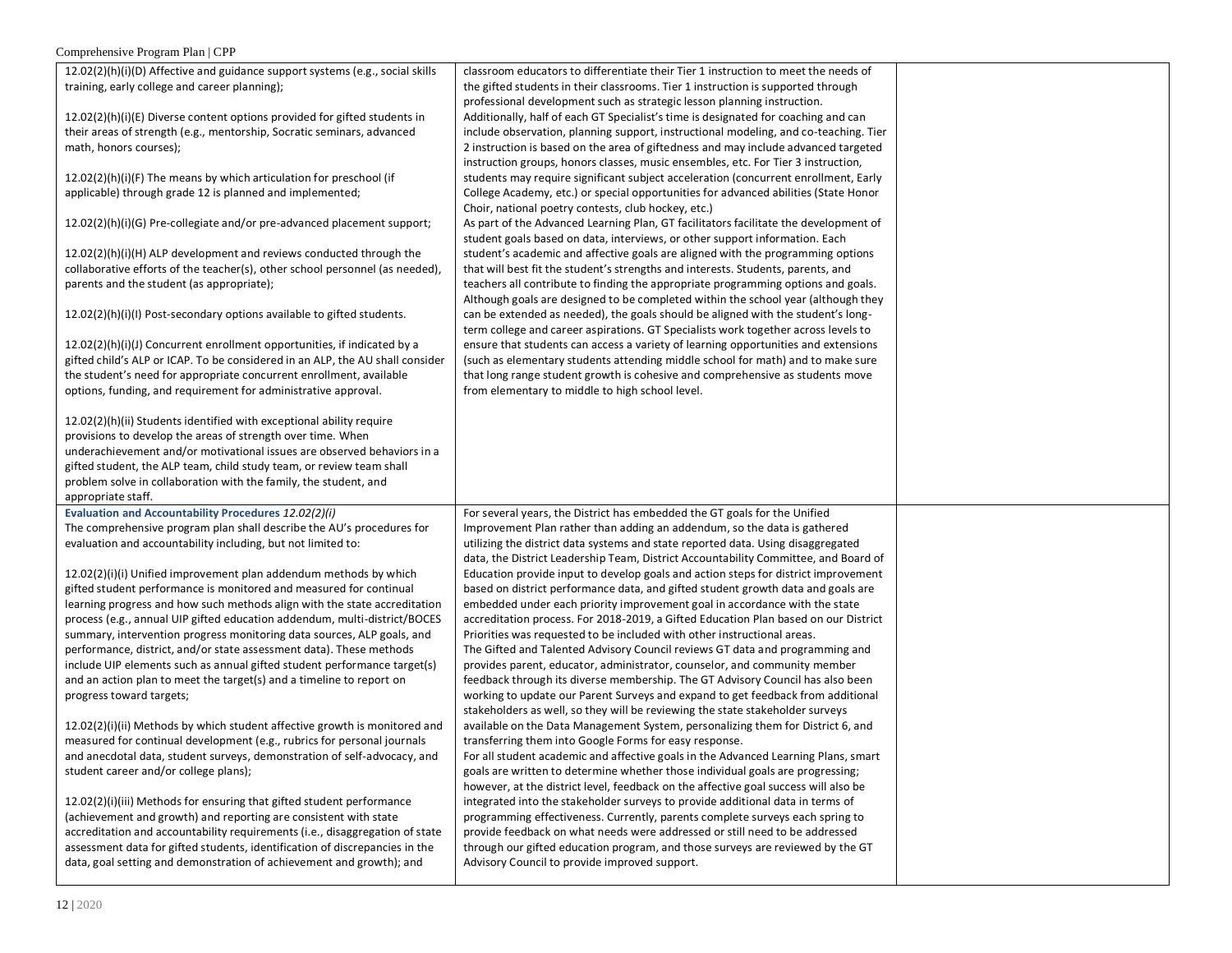| | | |
|---|---|---|
| 12.02(2)(h)(i)(D) Affective and guidance support systems (e.g., social skills training, early college and career planning);<br><br>12.02(2)(h)(i)(E) Diverse content options provided for gifted students in their areas of strength (e.g., mentorship, Socratic seminars, advanced math, honors courses);<br><br>12.02(2)(h)(i)(F) The means by which articulation for preschool (if applicable) through grade 12 is planned and implemented;<br><br>12.02(2)(h)(i)(G) Pre-collegiate and/or pre-advanced placement support;<br><br>12.02(2)(h)(i)(H) ALP development and reviews conducted through the collaborative efforts of the teacher(s), other school personnel (as needed), parents and the student (as appropriate);<br><br>12.02(2)(h)(i)(I) Post-secondary options available to gifted students.<br><br>12.02(2)(h)(i)(J) Concurrent enrollment opportunities, if indicated by a gifted child's ALP or ICAP. To be considered in an ALP, the AU shall consider the student's need for appropriate concurrent enrollment, available options, funding, and requirement for administrative approval.<br><br>12.02(2)(h)(ii) Students identified with exceptional ability require provisions to develop the areas of strength over time. When underachievement and/or motivational issues are observed behaviors in a gifted student, the ALP team, child study team, or review team shall problem solve in collaboration with the family, the student, and appropriate staff. | classroom educators to differentiate their Tier 1 instruction to meet the needs of the gifted students in their classrooms. Tier 1 instruction is supported through professional development such as strategic lesson planning instruction. Additionally, half of each GT Specialist's time is designated for coaching and can include observation, planning support, instructional modeling, and co-teaching. Tier 2 instruction is based on the area of giftedness and may include advanced targeted instruction groups, honors classes, music ensembles, etc. For Tier 3 instruction, students may require significant subject acceleration (concurrent enrollment, Early College Academy, etc.) or special opportunities for advanced abilities (State Honor Choir, national poetry contests, club hockey, etc.)<br>As part of the Advanced Learning Plan, GT facilitators facilitate the development of student goals based on data, interviews, or other support information. Each student's academic and affective goals are aligned with the programming options that will best fit the student's strengths and interests. Students, parents, and teachers all contribute to finding the appropriate programming options and goals. Although goals are designed to be completed within the school year (although they can be extended as needed), the goals should be aligned with the student's long-term college and career aspirations. GT Specialists work together across levels to ensure that students can access a variety of learning opportunities and extensions (such as elementary students attending middle school for math) and to make sure that long range student growth is cohesive and comprehensive as students move from elementary to middle to high school level. | |
| **Evaluation and Accountability Procedures** *12.02(2)(i)*<br>The comprehensive program plan shall describe the AU's procedures for evaluation and accountability including, but not limited to:<br><br>12.02(2)(i)(i) Unified improvement plan addendum methods by which gifted student performance is monitored and measured for continual learning progress and how such methods align with the state accreditation process (e.g., annual UIP gifted education addendum, multi-district/BOCES summary, intervention progress monitoring data sources, ALP goals, and performance, district, and/or state assessment data). These methods include UIP elements such as annual gifted student performance target(s) and an action plan to meet the target(s) and a timeline to report on progress toward targets;<br><br>12.02(2)(i)(ii) Methods by which student affective growth is monitored and measured for continual development (e.g., rubrics for personal journals and anecdotal data, student surveys, demonstration of self-advocacy, and student career and/or college plans);<br><br>12.02(2)(i)(iii) Methods for ensuring that gifted student performance (achievement and growth) and reporting are consistent with state accreditation and accountability requirements (i.e., disaggregation of state assessment data for gifted students, identification of discrepancies in the data, goal setting and demonstration of achievement and growth); and | For several years, the District has embedded the GT goals for the Unified Improvement Plan rather than adding an addendum, so the data is gathered utilizing the district data systems and state reported data. Using disaggregated data, the District Leadership Team, District Accountability Committee, and Board of Education provide input to develop goals and action steps for district improvement based on district performance data, and gifted student growth data and goals are embedded under each priority improvement goal in accordance with the state accreditation process. For 2018-2019, a Gifted Education Plan based on our District Priorities was requested to be included with other instructional areas.<br>The Gifted and Talented Advisory Council reviews GT data and programming and provides parent, educator, administrator, counselor, and community member feedback through its diverse membership. The GT Advisory Council has also been working to update our Parent Surveys and expand to get feedback from additional stakeholders as well, so they will be reviewing the state stakeholder surveys available on the Data Management System, personalizing them for District 6, and transferring them into Google Forms for easy response.<br>For all student academic and affective goals in the Advanced Learning Plans, smart goals are written to determine whether those individual goals are progressing; however, at the district level, feedback on the affective goal success will also be integrated into the stakeholder surveys to provide additional data in terms of programming effectiveness. Currently, parents complete surveys each spring to provide feedback on what needs were addressed or still need to be addressed through our gifted education program, and those surveys are reviewed by the GT Advisory Council to provide improved support. | |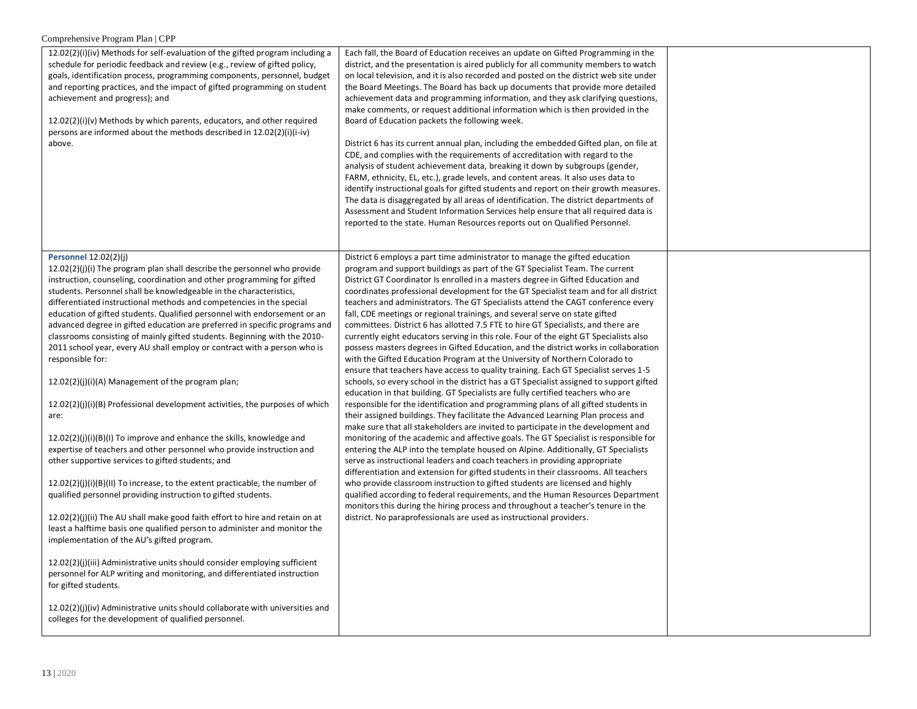| | | |
|---|---|---|
| 12.02(2)(i)(iv) Methods for self-evaluation of the gifted program including a schedule for periodic feedback and review (e.g., review of gifted policy, goals, identification process, programming components, personnel, budget and reporting practices, and the impact of gifted programming on student achievement and progress); and<br><br>12.02(2)(i)(v) Methods by which parents, educators, and other required persons are informed about the methods described in 12.02(2)(i)(i-iv) above. | Each fall, the Board of Education receives an update on Gifted Programming in the district, and the presentation is aired publicly for all community members to watch on local television, and it is also recorded and posted on the district web site under the Board Meetings. The Board has back up documents that provide more detailed achievement data and programming information, and they ask clarifying questions, make comments, or request additional information which is then provided in the Board of Education packets the following week.<br><br>District 6 has its current annual plan, including the embedded Gifted plan, on file at CDE, and complies with the requirements of accreditation with regard to the analysis of student achievement data, breaking it down by subgroups (gender, FARM, ethnicity, EL, etc.), grade levels, and content areas. It also uses data to identify instructional goals for gifted students and report on their growth measures. The data is disaggregated by all areas of identification. The district departments of Assessment and Student Information Services help ensure that all required data is reported to the state. Human Resources reports out on Qualified Personnel. | |
| **Personnel** 12.02(2)(j)<br>12.02(2)(j)(i) The program plan shall describe the personnel who provide instruction, counseling, coordination and other programming for gifted students. Personnel shall be knowledgeable in the characteristics, differentiated instructional methods and competencies in the special education of gifted students. Qualified personnel with endorsement or an advanced degree in gifted education are preferred in specific programs and classrooms consisting of mainly gifted students. Beginning with the 2010-2011 school year, every AU shall employ or contract with a person who is responsible for:<br><br>12.02(2)(j)(i)(A) Management of the program plan;<br><br>12.02(2)(j)(i)(B) Professional development activities, the purposes of which are:<br><br>12.02(2)(j)(i)(B)(I) To improve and enhance the skills, knowledge and expertise of teachers and other personnel who provide instruction and other supportive services to gifted students; and<br><br>12.02(2)(j)(i)(B)(II) To increase, to the extent practicable, the number of qualified personnel providing instruction to gifted students.<br><br>12.02(2)(j)(ii) The AU shall make good faith effort to hire and retain on at least a halftime basis one qualified person to administer and monitor the implementation of the AU's gifted program.<br><br>12.02(2)(j)(iii) Administrative units should consider employing sufficient personnel for ALP writing and monitoring, and differentiated instruction for gifted students.<br><br>12.02(2)(j)(iv) Administrative units should collaborate with universities and colleges for the development of qualified personnel. | District 6 employs a part time administrator to manage the gifted education program and support buildings as part of the GT Specialist Team. The current District GT Coordinator Is enrolled in a masters degree in Gifted Education and coordinates professional development for the GT Specialist team and for all district teachers and administrators. The GT Specialists attend the CAGT conference every fall, CDE meetings or regional trainings, and several serve on state gifted committees. District 6 has allotted 7.5 FTE to hire GT Specialists, and there are currently eight educators serving in this role. Four of the eight GT Specialists also possess masters degrees in Gifted Education, and the district works in collaboration with the Gifted Education Program at the University of Northern Colorado to ensure that teachers have access to quality training. Each GT Specialist serves 1-5 schools, so every school in the district has a GT Specialist assigned to support gifted education in that building. GT Specialists are fully certified teachers who are responsible for the identification and programming plans of all gifted students in their assigned buildings. They facilitate the Advanced Learning Plan process and make sure that all stakeholders are invited to participate in the development and monitoring of the academic and affective goals. The GT Specialist is responsible for entering the ALP into the template housed on Alpine. Additionally, GT Specialists serve as instructional leaders and coach teachers in providing appropriate differentiation and extension for gifted students in their classrooms. All teachers who provide classroom instruction to gifted students are licensed and highly qualified according to federal requirements, and the Human Resources Department monitors this during the hiring process and throughout a teacher's tenure in the district. No paraprofessionals are used as instructional providers. | |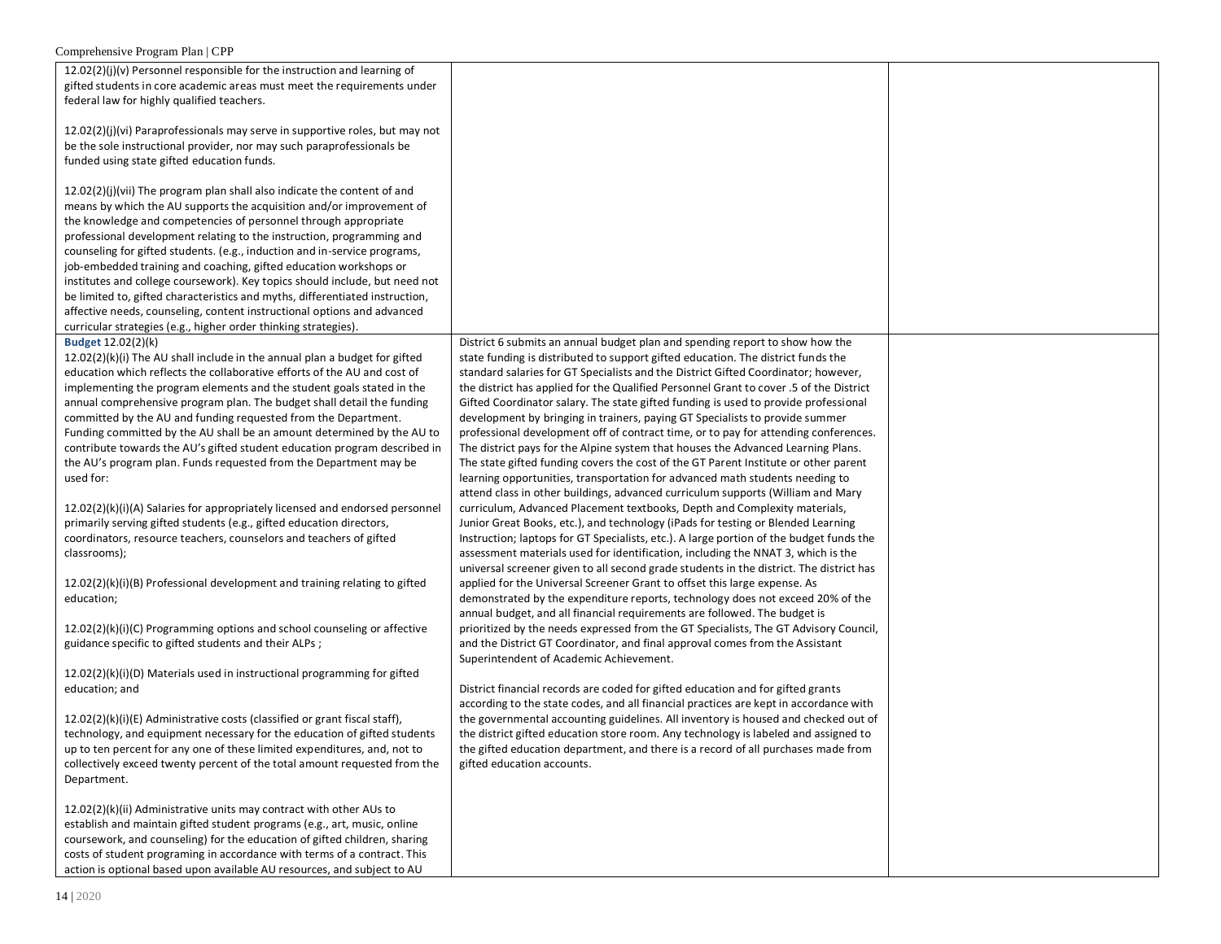| | | |
|---|---|---|
| 12.02(2)(j)(v) Personnel responsible for the instruction and learning of gifted students in core academic areas must meet the requirements under federal law for highly qualified teachers.<br><br>12.02(2)(j)(vi) Paraprofessionals may serve in supportive roles, but may not be the sole instructional provider, nor may such paraprofessionals be funded using state gifted education funds.<br><br>12.02(2)(j)(vii) The program plan shall also indicate the content of and means by which the AU supports the acquisition and/or improvement of the knowledge and competencies of personnel through appropriate professional development relating to the instruction, programming and counseling for gifted students. (e.g., induction and in-service programs, job-embedded training and coaching, gifted education workshops or institutes and college coursework). Key topics should include, but need not be limited to, gifted characteristics and myths, differentiated instruction, affective needs, counseling, content instructional options and advanced curricular strategies (e.g., higher order thinking strategies). | | |
| **Budget** 12.02(2)(k)<br>12.02(2)(k)(i) The AU shall include in the annual plan a budget for gifted education which reflects the collaborative efforts of the AU and cost of implementing the program elements and the student goals stated in the annual comprehensive program plan. The budget shall detail the funding committed by the AU and funding requested from the Department. Funding committed by the AU shall be an amount determined by the AU to contribute towards the AU's gifted student education program described in the AU's program plan. Funds requested from the Department may be used for:<br><br>12.02(2)(k)(i)(A) Salaries for appropriately licensed and endorsed personnel primarily serving gifted students (e.g., gifted education directors, coordinators, resource teachers, counselors and teachers of gifted classrooms);<br><br>12.02(2)(k)(i)(B) Professional development and training relating to gifted education;<br><br>12.02(2)(k)(i)(C) Programming options and school counseling or affective guidance specific to gifted students and their ALPs ;<br><br>12.02(2)(k)(i)(D) Materials used in instructional programming for gifted education; and<br><br>12.02(2)(k)(i)(E) Administrative costs (classified or grant fiscal staff), technology, and equipment necessary for the education of gifted students up to ten percent for any one of these limited expenditures, and, not to collectively exceed twenty percent of the total amount requested from the Department.<br><br>12.02(2)(k)(ii) Administrative units may contract with other AUs to establish and maintain gifted student programs (e.g., art, music, online coursework, and counseling) for the education of gifted children, sharing costs of student programing in accordance with terms of a contract. This action is optional based upon available AU resources, and subject to AU | District 6 submits an annual budget plan and spending report to show how the state funding is distributed to support gifted education. The district funds the standard salaries for GT Specialists and the District Gifted Coordinator; however, the district has applied for the Qualified Personnel Grant to cover .5 of the District Gifted Coordinator salary. The state gifted funding is used to provide professional development by bringing in trainers, paying GT Specialists to provide summer professional development off of contract time, or to pay for attending conferences. The district pays for the Alpine system that houses the Advanced Learning Plans. The state gifted funding covers the cost of the GT Parent Institute or other parent learning opportunities, transportation for advanced math students needing to attend class in other buildings, advanced curriculum supports (William and Mary curriculum, Advanced Placement textbooks, Depth and Complexity materials, Junior Great Books, etc.), and technology (iPads for testing or Blended Learning Instruction; laptops for GT Specialists, etc.). A large portion of the budget funds the assessment materials used for identification, including the NNAT 3, which is the universal screener given to all second grade students in the district. The district has applied for the Universal Screener Grant to offset this large expense. As demonstrated by the expenditure reports, technology does not exceed 20% of the annual budget, and all financial requirements are followed. The budget is prioritized by the needs expressed from the GT Specialists, The GT Advisory Council, and the District GT Coordinator, and final approval comes from the Assistant Superintendent of Academic Achievement.<br><br>District financial records are coded for gifted education and for gifted grants according to the state codes, and all financial practices are kept in accordance with the governmental accounting guidelines. All inventory is housed and checked out of the district gifted education store room. Any technology is labeled and assigned to the gifted education department, and there is a record of all purchases made from gifted education accounts. | |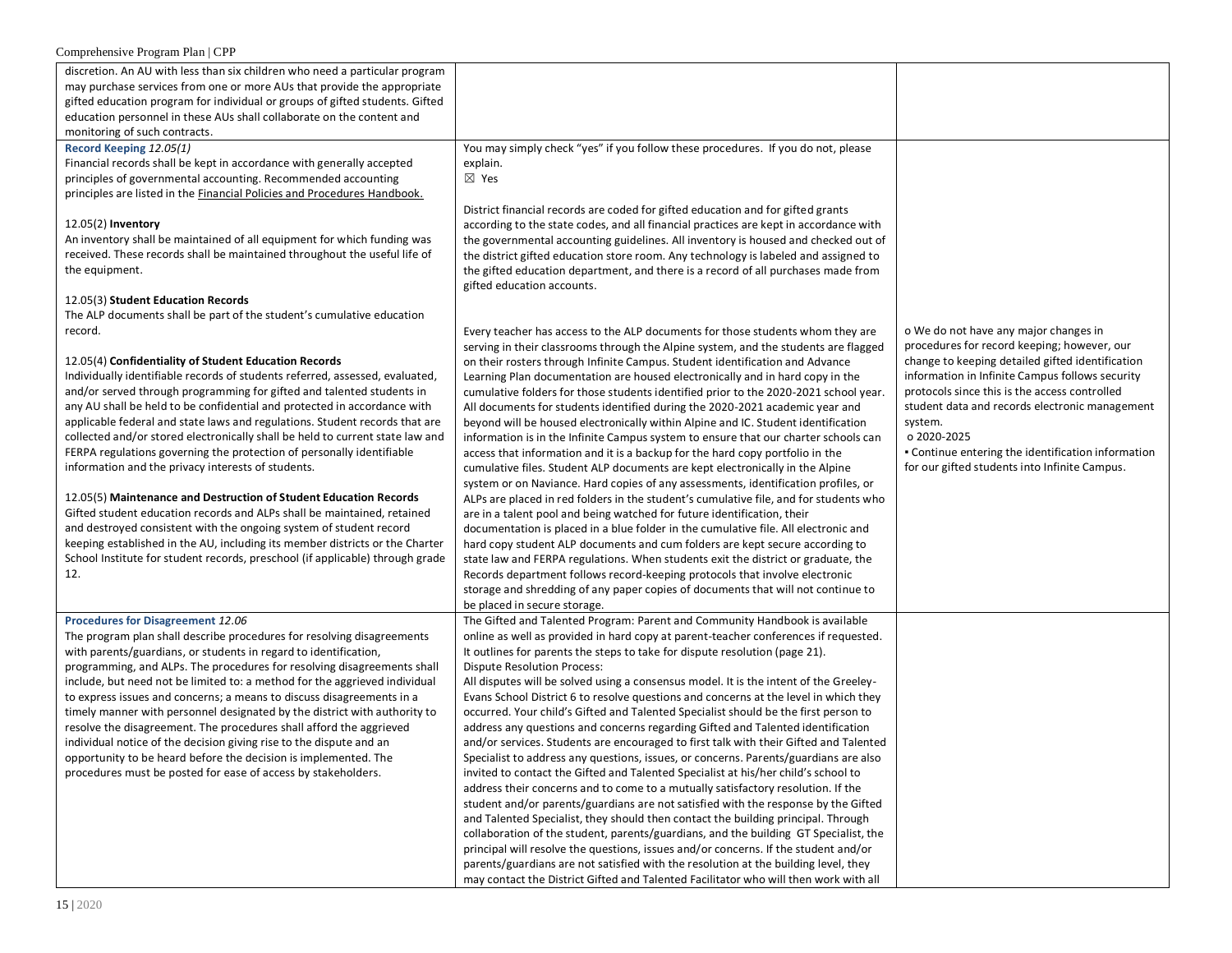| | | |
|---|---|---|
| discretion. An AU with less than six children who need a particular program may purchase services from one or more AUs that provide the appropriate gifted education program for individual or groups of gifted students. Gifted education personnel in these AUs shall collaborate on the content and monitoring of such contracts. | | |
| **Record Keeping** *12.05(1)*<br>Financial records shall be kept in accordance with generally accepted principles of governmental accounting. Recommended accounting principles are listed in the Financial Policies and Procedures Handbook.<br><br>12.05(2) **Inventory**<br>An inventory shall be maintained of all equipment for which funding was received. These records shall be maintained throughout the useful life of the equipment.<br><br>12.05(3) **Student Education Records**<br>The ALP documents shall be part of the student's cumulative education record.<br><br>12.05(4) **Confidentiality of Student Education Records**<br>Individually identifiable records of students referred, assessed, evaluated, and/or served through programming for gifted and talented students in any AU shall be held to be confidential and protected in accordance with applicable federal and state laws and regulations. Student records that are collected and/or stored electronically shall be held to current state law and FERPA regulations governing the protection of personally identifiable information and the privacy interests of students.<br><br>12.05(5) **Maintenance and Destruction of Student Education Records**<br>Gifted student education records and ALPs shall be maintained, retained and destroyed consistent with the ongoing system of student record keeping established in the AU, including its member districts or the Charter School Institute for student records, preschool (if applicable) through grade 12. | You may simply check "yes" if you follow these procedures. If you do not, please explain.<br>☒ Yes<br><br>District financial records are coded for gifted education and for gifted grants according to the state codes, and all financial practices are kept in accordance with the governmental accounting guidelines. All inventory is housed and checked out of the district gifted education store room. Any technology is labeled and assigned to the gifted education department, and there is a record of all purchases made from gifted education accounts.<br><br>Every teacher has access to the ALP documents for those students whom they are serving in their classrooms through the Alpine system, and the students are flagged on their rosters through Infinite Campus. Student identification and Advance Learning Plan documentation are housed electronically and in hard copy in the cumulative folders for those students identified prior to the 2020-2021 school year. All documents for students identified during the 2020-2021 academic year and beyond will be housed electronically within Alpine and IC. Student identification information is in the Infinite Campus system to ensure that our charter schools can access that information and it is a backup for the hard copy portfolio in the cumulative files. Student ALP documents are kept electronically in the Alpine system or on Naviance. Hard copies of any assessments, identification profiles, or ALPs are placed in red folders in the student's cumulative file, and for students who are in a talent pool and being watched for future identification, their documentation is placed in a blue folder in the cumulative file. All electronic and hard copy student ALP documents and cum folders are kept secure according to state law and FERPA regulations. When students exit the district or graduate, the Records department follows record-keeping protocols that involve electronic storage and shredding of any paper copies of documents that will not continue to be placed in secure storage. | o We do not have any major changes in procedures for record keeping; however, our change to keeping detailed gifted identification information in Infinite Campus follows security protocols since this is the access controlled student data and records electronic management system.<br>o 2020-2025<br>▪ Continue entering the identification information for our gifted students into Infinite Campus. |
| **Procedures for Disagreement** *12.06*<br>The program plan shall describe procedures for resolving disagreements with parents/guardians, or students in regard to identification, programming, and ALPs. The procedures for resolving disagreements shall include, but need not be limited to: a method for the aggrieved individual to express issues and concerns; a means to discuss disagreements in a timely manner with personnel designated by the district with authority to resolve the disagreement. The procedures shall afford the aggrieved individual notice of the decision giving rise to the dispute and an opportunity to be heard before the decision is implemented. The procedures must be posted for ease of access by stakeholders. | The Gifted and Talented Program: Parent and Community Handbook is available online as well as provided in hard copy at parent-teacher conferences if requested. It outlines for parents the steps to take for dispute resolution (page 21).<br>Dispute Resolution Process:<br>All disputes will be solved using a consensus model. It is the intent of the Greeley-Evans School District 6 to resolve questions and concerns at the level in which they occurred. Your child's Gifted and Talented Specialist should be the first person to address any questions and concerns regarding Gifted and Talented identification and/or services. Students are encouraged to first talk with their Gifted and Talented Specialist to address any questions, issues, or concerns. Parents/guardians are also invited to contact the Gifted and Talented Specialist at his/her child's school to address their concerns and to come to a mutually satisfactory resolution. If the student and/or parents/guardians are not satisfied with the response by the Gifted and Talented Specialist, they should then contact the building principal. Through collaboration of the student, parents/guardians, and the building GT Specialist, the principal will resolve the questions, issues and/or concerns. If the student and/or parents/guardians are not satisfied with the resolution at the building level, they may contact the District Gifted and Talented Facilitator who will then work with all | |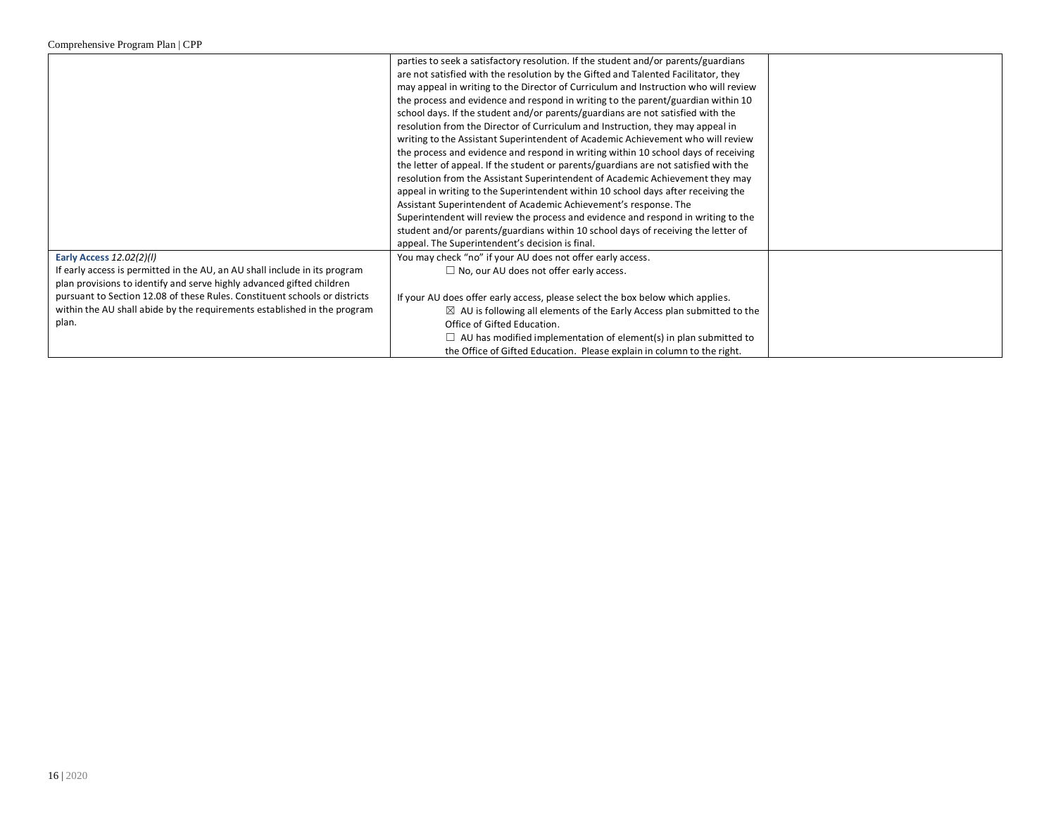| | | |
|---|---|---|
| | parties to seek a satisfactory resolution. If the student and/or parents/guardians are not satisfied with the resolution by the Gifted and Talented Facilitator, they may appeal in writing to the Director of Curriculum and Instruction who will review the process and evidence and respond in writing to the parent/guardian within 10 school days. If the student and/or parents/guardians are not satisfied with the resolution from the Director of Curriculum and Instruction, they may appeal in writing to the Assistant Superintendent of Academic Achievement who will review the process and evidence and respond in writing within 10 school days of receiving the letter of appeal. If the student or parents/guardians are not satisfied with the resolution from the Assistant Superintendent of Academic Achievement they may appeal in writing to the Superintendent within 10 school days after receiving the Assistant Superintendent of Academic Achievement's response. The Superintendent will review the process and evidence and respond in writing to the student and/or parents/guardians within 10 school days of receiving the letter of appeal. The Superintendent's decision is final. | |
| **Early Access** *12.02(2)(l)*<br>If early access is permitted in the AU, an AU shall include in its program plan provisions to identify and serve highly advanced gifted children pursuant to Section 12.08 of these Rules. Constituent schools or districts within the AU shall abide by the requirements established in the program plan. | You may check "no" if your AU does not offer early access.<br>☐ No, our AU does not offer early access.<br><br>If your AU does offer early access, please select the box below which applies.<br>☒ AU is following all elements of the Early Access plan submitted to the Office of Gifted Education.<br>☐ AU has modified implementation of element(s) in plan submitted to the Office of Gifted Education. Please explain in column to the right. | |